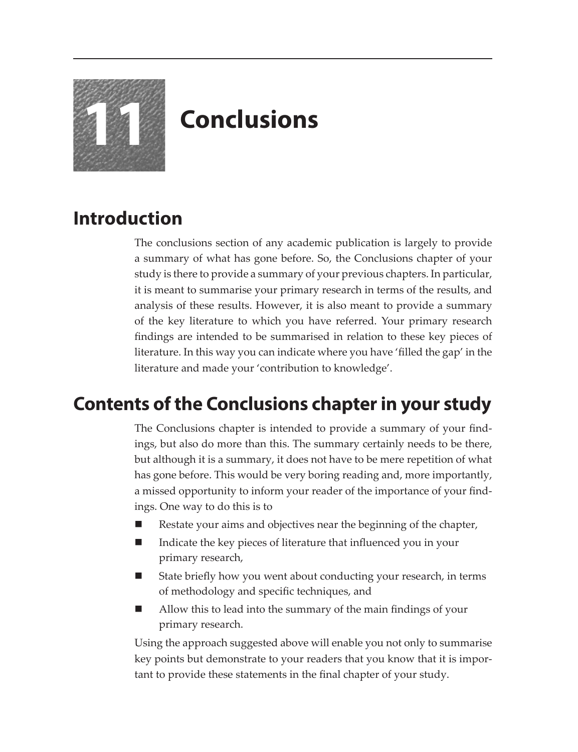# 11 Conclusions

## Introduction

The conclusions section of any academic publication is largely to provide a summary of what has gone before. So, the Conclusions chapter of your study is there to provide a summary of your previous chapters. In particular, it is meant to summarise your primary research in terms of the results, and analysis of these results. However, it is also meant to provide a summary of the key literature to which you have referred. Your primary research findings are intended to be summarised in relation to these key pieces of literature. In this way you can indicate where you have 'filled the gap' in the literature and made your 'contribution to knowledge'.

## Contents of the Conclusions chapter in your study

The Conclusions chapter is intended to provide a summary of your findings, but also do more than this. The summary certainly needs to be there, but although it is a summary, it does not have to be mere repetition of what has gone before. This would be very boring reading and, more importantly, a missed opportunity to inform your reader of the importance of your findings. One way to do this is to

- Restate your aims and objectives near the beginning of the chapter,
- Indicate the key pieces of literature that influenced you in your primary research,
- State briefly how you went about conducting your research, in terms of methodology and specific techniques, and
- Allow this to lead into the summary of the main findings of your primary research.

Using the approach suggested above will enable you not only to summarise key points but demonstrate to your readers that you know that it is important to provide these statements in the final chapter of your study.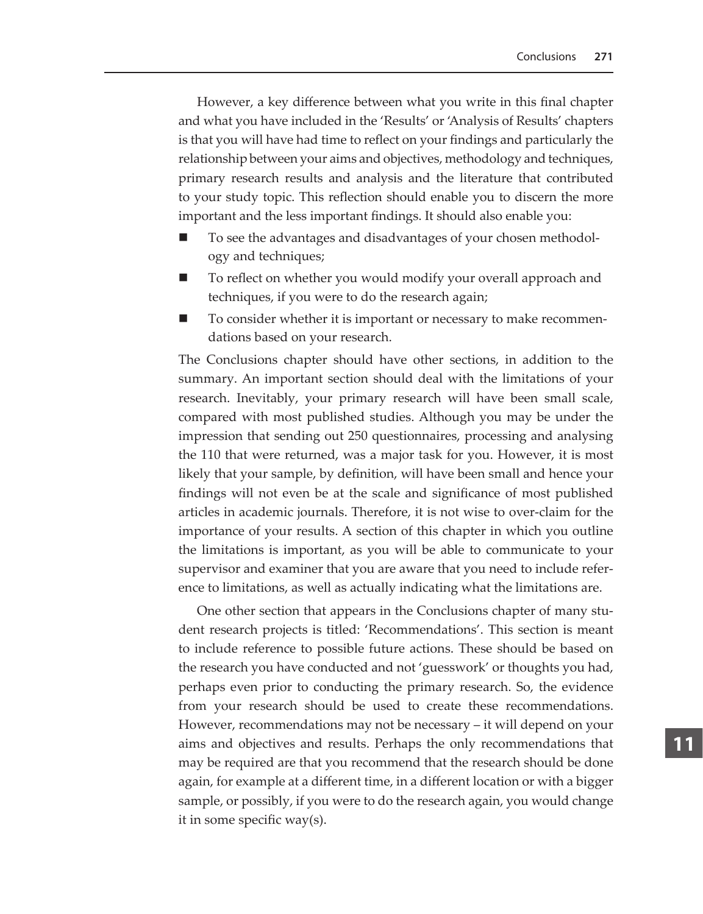However, a key difference between what you write in this final chapter and what you have included in the 'Results' or 'Analysis of Results' chapters is that you will have had time to reflect on your findings and particularly the relationship between your aims and objectives, methodology and techniques, primary research results and analysis and the literature that contributed to your study topic. This reflection should enable you to discern the more important and the less important findings. It should also enable you:

- To see the advantages and disadvantages of your chosen methodology and techniques;
- To reflect on whether you would modify your overall approach and techniques, if you were to do the research again;
- To consider whether it is important or necessary to make recommendations based on your research.

The Conclusions chapter should have other sections, in addition to the summary. An important section should deal with the limitations of your research. Inevitably, your primary research will have been small scale, compared with most published studies. Although you may be under the impression that sending out 250 questionnaires, processing and analysing the 110 that were returned, was a major task for you. However, it is most likely that your sample, by definition, will have been small and hence your findings will not even be at the scale and significance of most published articles in academic journals. Therefore, it is not wise to over-claim for the importance of your results. A section of this chapter in which you outline the limitations is important, as you will be able to communicate to your supervisor and examiner that you are aware that you need to include reference to limitations, as well as actually indicating what the limitations are.

One other section that appears in the Conclusions chapter of many student research projects is titled: 'Recommendations'. This section is meant to include reference to possible future actions. These should be based on the research you have conducted and not 'guesswork' or thoughts you had, perhaps even prior to conducting the primary research. So, the evidence from your research should be used to create these recommendations. However, recommendations may not be necessary – it will depend on your aims and objectives and results. Perhaps the only recommendations that may be required are that you recommend that the research should be done again, for example at a different time, in a different location or with a bigger sample, or possibly, if you were to do the research again, you would change it in some specific way(s).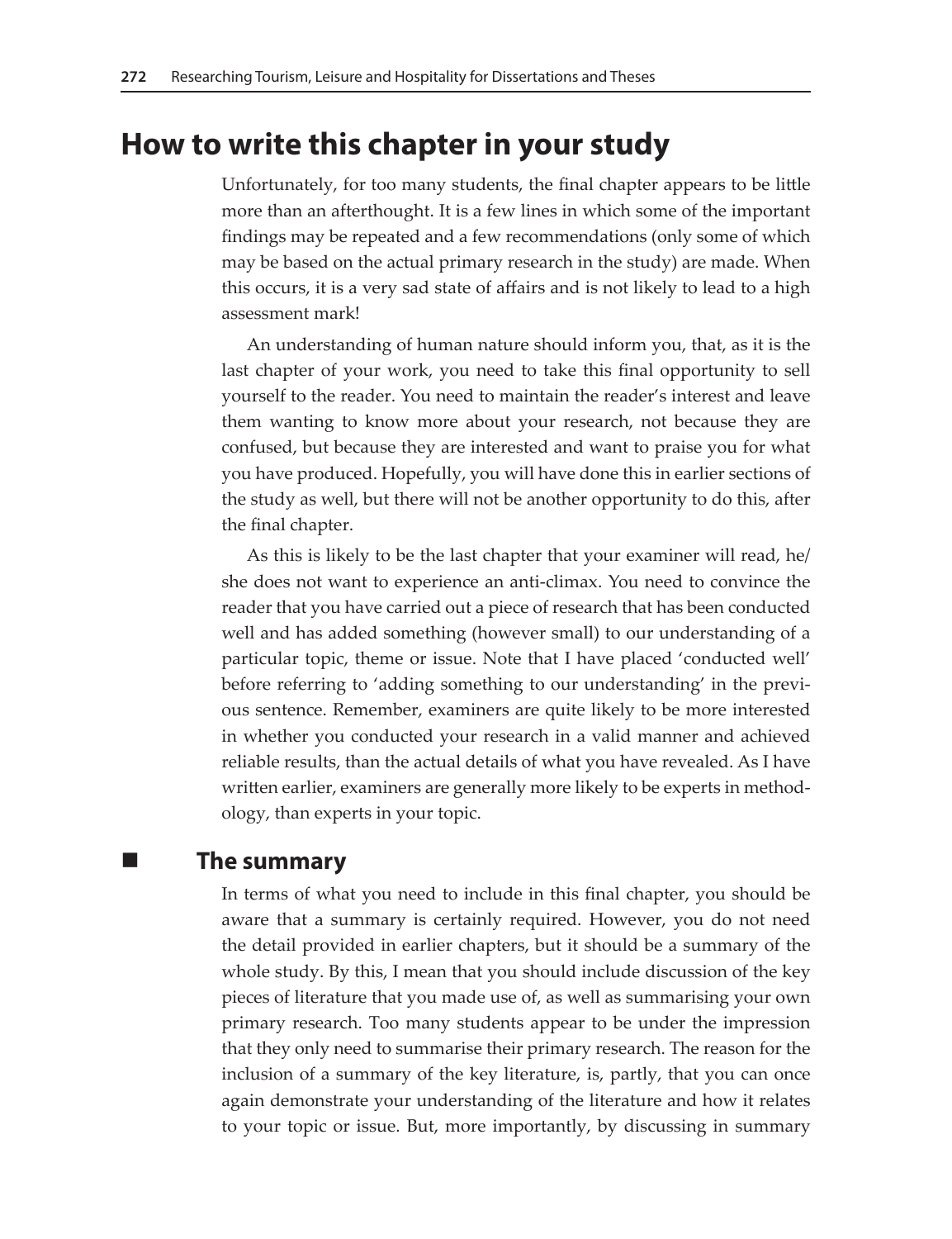# How to write this chapter in your study

Unfortunately, for too many students, the final chapter appears to be little more than an afterthought. It is a few lines in which some of the important findings may be repeated and a few recommendations (only some of which may be based on the actual primary research in the study) are made. When this occurs, it is a very sad state of affairs and is not likely to lead to a high assessment mark!

An understanding of human nature should inform you, that, as it is the last chapter of your work, you need to take this final opportunity to sell yourself to the reader. You need to maintain the reader's interest and leave them wanting to know more about your research, not because they are confused, but because they are interested and want to praise you for what you have produced. Hopefully, you will have done this in earlier sections of the study as well, but there will not be another opportunity to do this, after the final chapter.

As this is likely to be the last chapter that your examiner will read, he/she does not want to experience an anti-climax. You need to convince the reader that you have carried out a piece of research that has been conducted well and has added something (however small) to our understanding of a particular topic, theme or issue. Note that I have placed 'conducted well' before referring to 'adding something to our understanding' in the previous sentence. Remember, examiners are quite likely to be more interested in whether you conducted your research in a valid manner and achieved reliable results, than the actual details of what you have revealed. As I have written earlier, examiners are generally more likely to be experts in methodology, than experts in your topic.

## The summary

In terms of what you need to include in this final chapter, you should be aware that a summary is certainly required. However, you do not need the detail provided in earlier chapters, but it should be a summary of the whole study. By this, I mean that you should include discussion of the key pieces of literature that you made use of, as well as summarising your own primary research. Too many students appear to be under the impression that they only need to summarise their primary research. The reason for the inclusion of a summary of the key literature, is, partly, that you can once again demonstrate your understanding of the literature and how it relates to your topic or issue. But, more importantly, by discussing in summary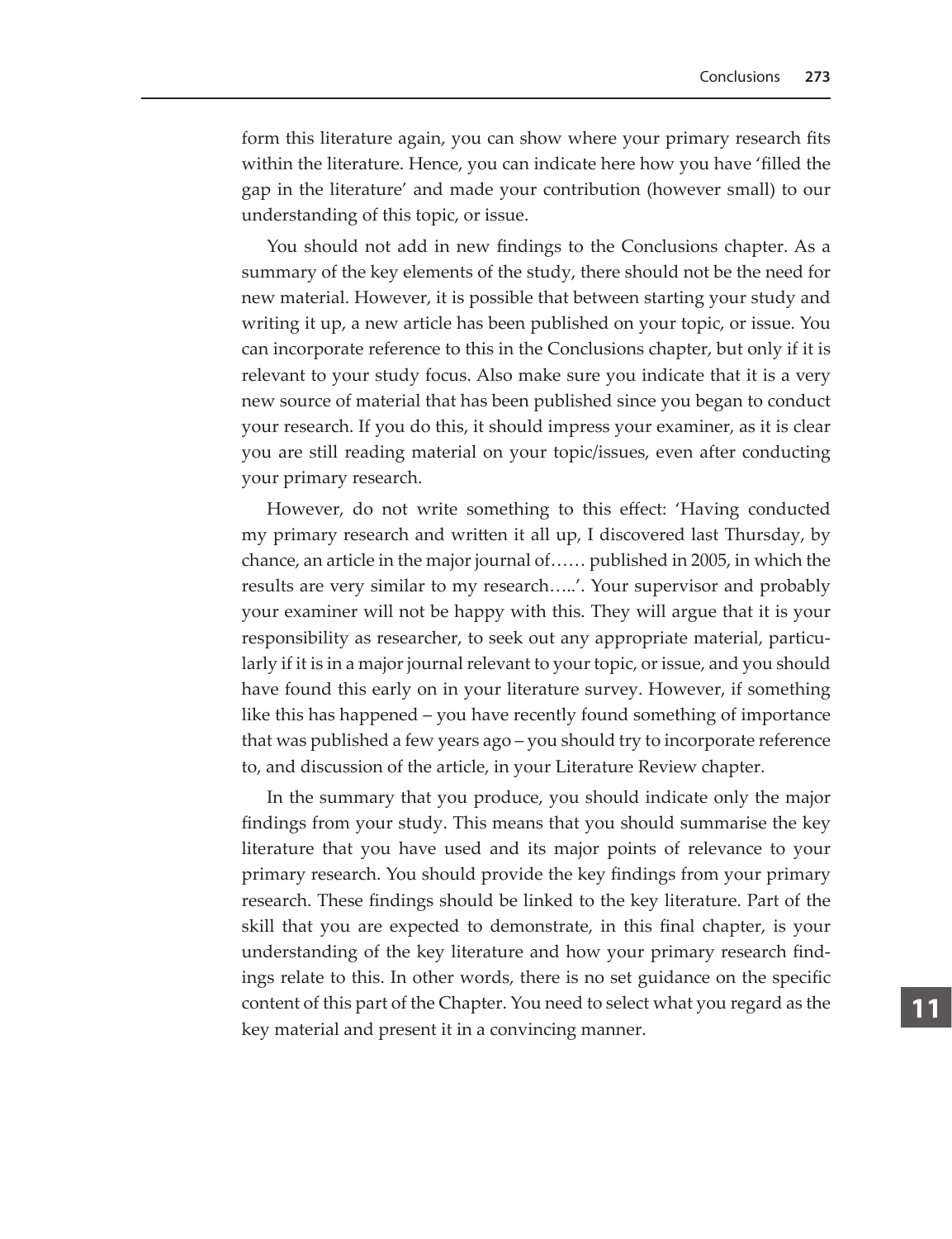form this literature again, you can show where your primary research fits within the literature. Hence, you can indicate here how you have 'filled the gap in the literature' and made your contribution (however small) to our understanding of this topic, or issue.

You should not add in new findings to the Conclusions chapter. As a summary of the key elements of the study, there should not be the need for new material. However, it is possible that between starting your study and writing it up, a new article has been published on your topic, or issue. You can incorporate reference to this in the Conclusions chapter, but only if it is relevant to your study focus. Also make sure you indicate that it is a very new source of material that has been published since you began to conduct your research. If you do this, it should impress your examiner, as it is clear you are still reading material on your topic/issues, even after conducting your primary research.

However, do not write something to this effect: 'Having conducted my primary research and written it all up, I discovered last Thursday, by chance, an article in the major journal of…… published in 2005, in which the results are very similar to my research…..'. Your supervisor and probably your examiner will not be happy with this. They will argue that it is your responsibility as researcher, to seek out any appropriate material, particularly if it is in a major journal relevant to your topic, or issue, and you should have found this early on in your literature survey. However, if something like this has happened – you have recently found something of importance that was published a few years ago – you should try to incorporate reference to, and discussion of the article, in your Literature Review chapter.

In the summary that you produce, you should indicate only the major findings from your study. This means that you should summarise the key literature that you have used and its major points of relevance to your primary research. You should provide the key findings from your primary research. These findings should be linked to the key literature. Part of the skill that you are expected to demonstrate, in this final chapter, is your understanding of the key literature and how your primary research findings relate to this. In other words, there is no set guidance on the specific content of this part of the Chapter. You need to select what you regard as the key material and present it in a convincing manner.